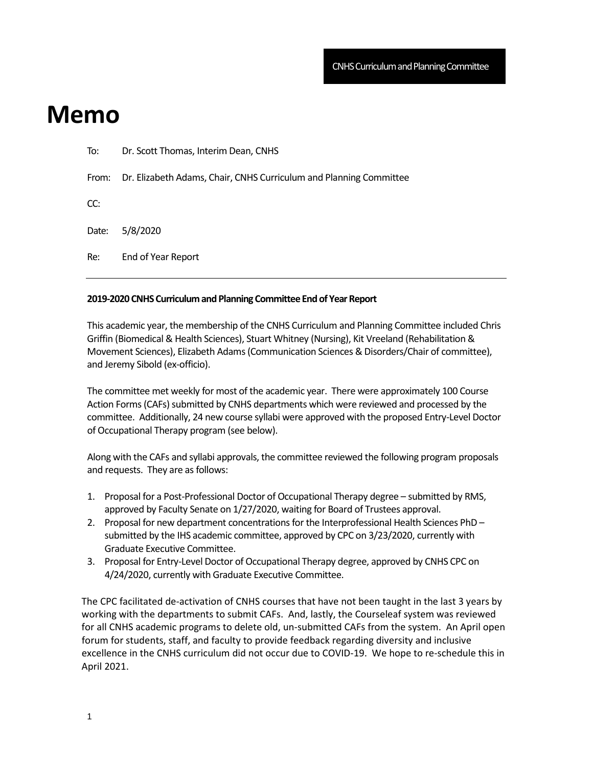CNHS Curriculum and Planning Committee

# Memo

To: Dr. Scott Thomas, Interim Dean, CNHS

From: Dr. Elizabeth Adams, Chair, CNHS Curriculum and Planning Committee

CC:

Date: 5/8/2020

Re: End of Year Report

---

**2019-2020 CNHS Curriculum and Planning Committee End of Year Report**

This academic year, the membership of the CNHS Curriculum and Planning Committee included Chris Griffin (Biomedical & Health Sciences), Stuart Whitney (Nursing), Kit Vreeland (Rehabilitation & Movement Sciences), Elizabeth Adams (Communication Sciences & Disorders/Chair of committee), and Jeremy Sibold (ex-officio).

The committee met weekly for most of the academic year. There were approximately 100 Course Action Forms (CAFs) submitted by CNHS departments which were reviewed and processed by the committee. Additionally, 24 new course syllabi were approved with the proposed Entry-Level Doctor of Occupational Therapy program (see below).

Along with the CAFs and syllabi approvals, the committee reviewed the following program proposals and requests. They are as follows:

1. Proposal for a Post-Professional Doctor of Occupational Therapy degree – submitted by RMS, approved by Faculty Senate on 1/27/2020, waiting for Board of Trustees approval.
2. Proposal for new department concentrations for the Interprofessional Health Sciences PhD – submitted by the IHS academic committee, approved by CPC on 3/23/2020, currently with Graduate Executive Committee.
3. Proposal for Entry-Level Doctor of Occupational Therapy degree, approved by CNHS CPC on 4/24/2020, currently with Graduate Executive Committee.

The CPC facilitated de-activation of CNHS courses that have not been taught in the last 3 years by working with the departments to submit CAFs. And, lastly, the Courseleaf system was reviewed for all CNHS academic programs to delete old, un-submitted CAFs from the system. An April open forum for students, staff, and faculty to provide feedback regarding diversity and inclusive excellence in the CNHS curriculum did not occur due to COVID-19. We hope to re-schedule this in April 2021.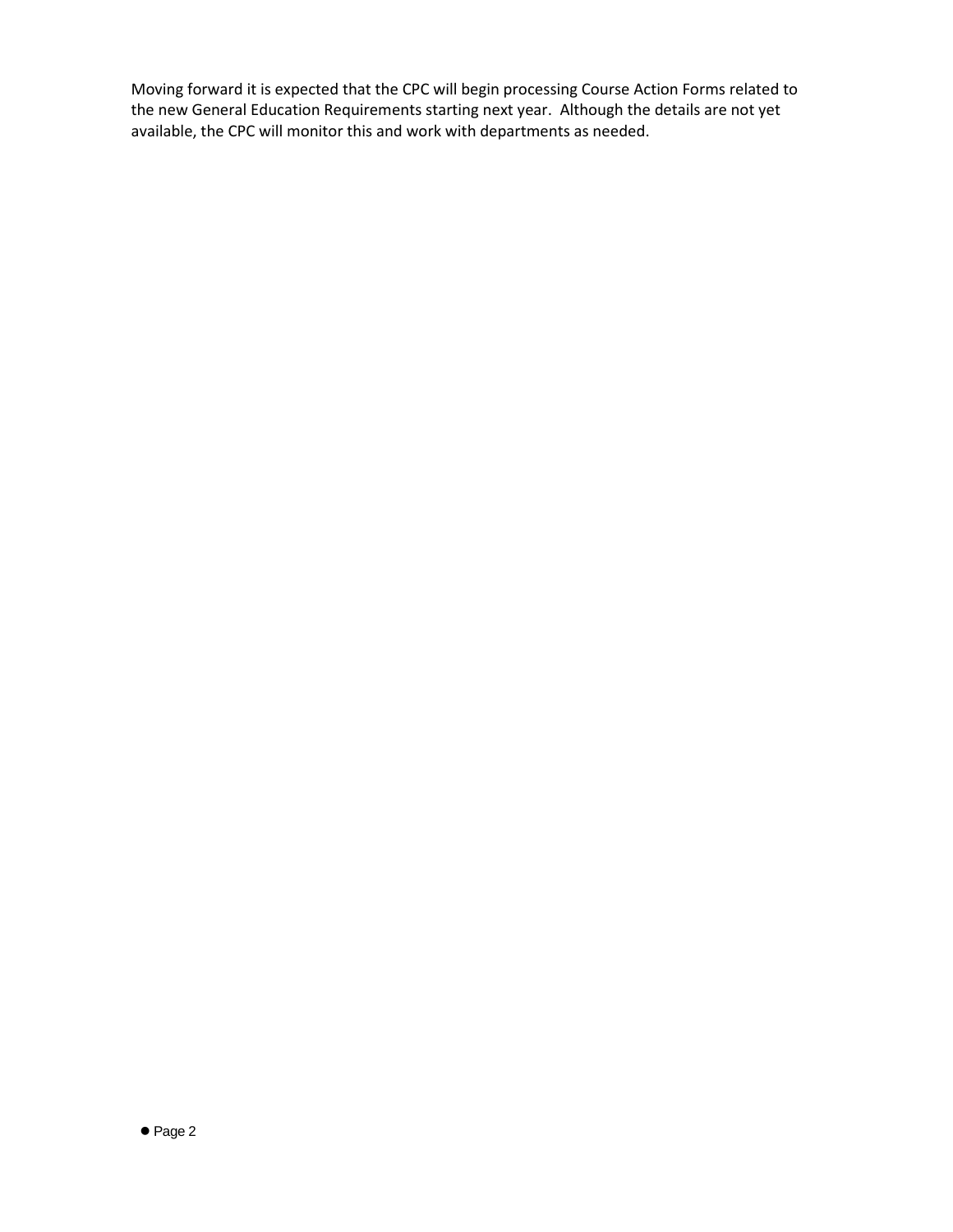Moving forward it is expected that the CPC will begin processing Course Action Forms related to the new General Education Requirements starting next year. Although the details are not yet available, the CPC will monitor this and work with departments as needed.